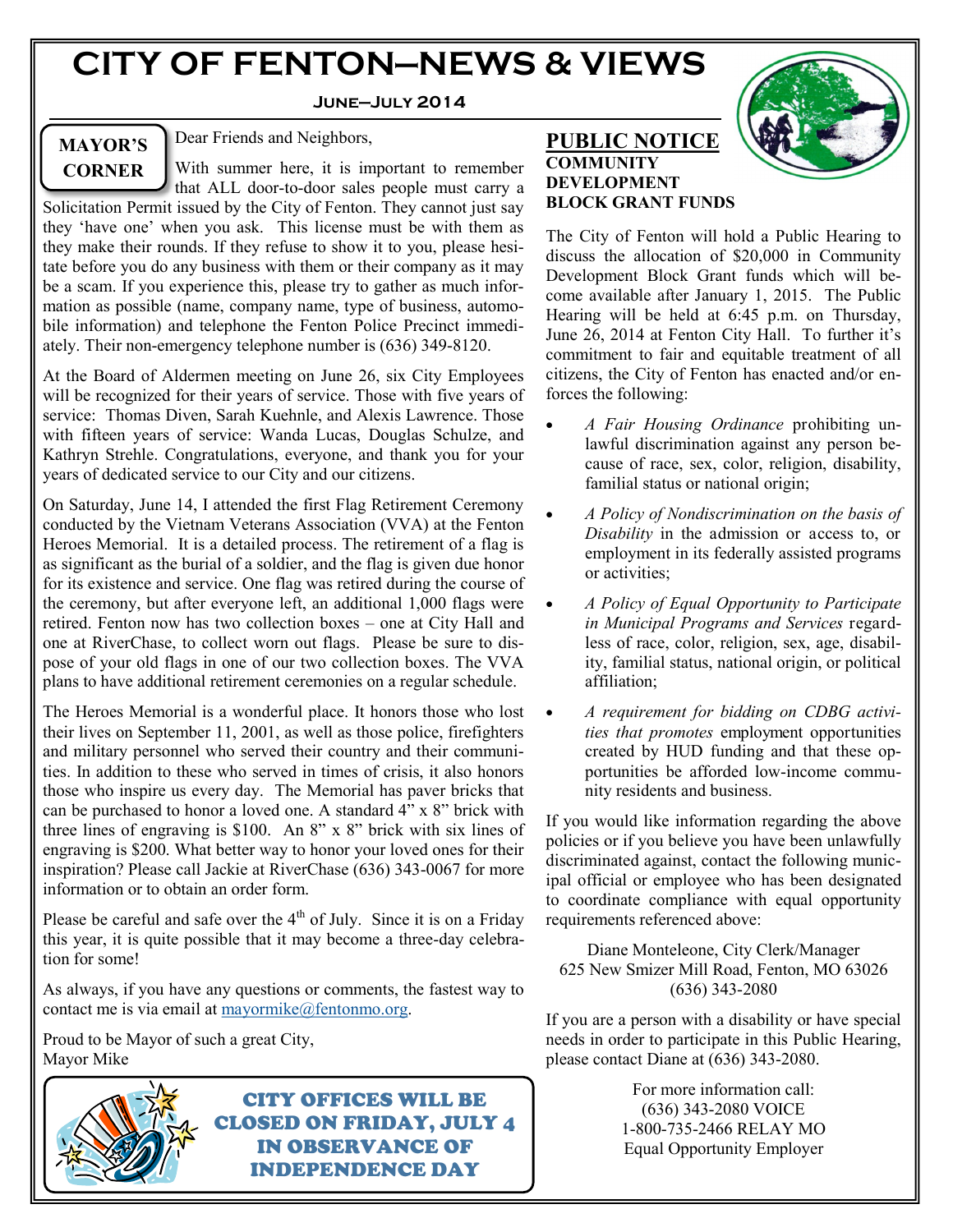# CITY OF FENTON—NEWS & VIEWS

**June—July 2014**

## MAYOR'S CORNER

Dear Friends and Neighbors,

With summer here, it is important to remember that ALL door-to-door sales people must carry a Solicitation Permit issued by the City of Fenton. They cannot just say they 'have one' when you ask. This license must be with them as they make their rounds. If they refuse to show it to you, please hesitate before you do any business with them or their company as it may be a scam. If you experience this, please try to gather as much information as possible (name, company name, type of business, automobile information) and telephone the Fenton Police Precinct immediately. Their non-emergency telephone number is (636) 349-8120.

At the Board of Aldermen meeting on June 26, six City Employees will be recognized for their years of service. Those with five years of service: Thomas Diven, Sarah Kuehnle, and Alexis Lawrence. Those with fifteen years of service: Wanda Lucas, Douglas Schulze, and Kathryn Strehle. Congratulations, everyone, and thank you for your years of dedicated service to our City and our citizens.

On Saturday, June 14, I attended the first Flag Retirement Ceremony conducted by the Vietnam Veterans Association (VVA) at the Fenton Heroes Memorial. It is a detailed process. The retirement of a flag is as significant as the burial of a soldier, and the flag is given due honor for its existence and service. One flag was retired during the course of the ceremony, but after everyone left, an additional 1,000 flags were retired. Fenton now has two collection boxes – one at City Hall and one at RiverChase, to collect worn out flags. Please be sure to dispose of your old flags in one of our two collection boxes. The VVA plans to have additional retirement ceremonies on a regular schedule.

The Heroes Memorial is a wonderful place. It honors those who lost their lives on September 11, 2001, as well as those police, firefighters and military personnel who served their country and their communities. In addition to these who served in times of crisis, it also honors those who inspire us every day. The Memorial has paver bricks that can be purchased to honor a loved one. A standard 4" x 8" brick with three lines of engraving is $100. An 8" x 8" brick with six lines of engraving is $200. What better way to honor your loved ones for their inspiration? Please call Jackie at RiverChase (636) 343-0067 for more information or to obtain an order form.

Please be careful and safe over the 4th of July. Since it is on a Friday this year, it is quite possible that it may become a three-day celebration for some!

As always, if you have any questions or comments, the fastest way to contact me is via email at mayormike@fentonmo.org.

Proud to be Mayor of such a great City,
Mayor Mike

**CITY OFFICES WILL BE CLOSED ON FRIDAY, JULY 4 IN OBSERVANCE OF INDEPENDENCE DAY**

## PUBLIC NOTICE

### COMMUNITY DEVELOPMENT BLOCK GRANT FUNDS

The City of Fenton will hold a Public Hearing to discuss the allocation of $20,000 in Community Development Block Grant funds which will become available after January 1, 2015. The Public Hearing will be held at 6:45 p.m. on Thursday, June 26, 2014 at Fenton City Hall. To further it's commitment to fair and equitable treatment of all citizens, the City of Fenton has enacted and/or enforces the following:

- *A Fair Housing Ordinance* prohibiting unlawful discrimination against any person because of race, sex, color, religion, disability, familial status or national origin;
- *A Policy of Nondiscrimination on the basis of Disability* in the admission or access to, or employment in its federally assisted programs or activities;
- *A Policy of Equal Opportunity to Participate in Municipal Programs and Services* regardless of race, color, religion, sex, age, disability, familial status, national origin, or political affiliation;
- *A requirement for bidding on CDBG activities that promotes* employment opportunities created by HUD funding and that these opportunities be afforded low-income community residents and business.

If you would like information regarding the above policies or if you believe you have been unlawfully discriminated against, contact the following municipal official or employee who has been designated to coordinate compliance with equal opportunity requirements referenced above:

Diane Monteleone, City Clerk/Manager
625 New Smizer Mill Road, Fenton, MO 63026
(636) 343-2080

If you are a person with a disability or have special needs in order to participate in this Public Hearing, please contact Diane at (636) 343-2080.

For more information call:
(636) 343-2080 VOICE
1-800-735-2466 RELAY MO
Equal Opportunity Employer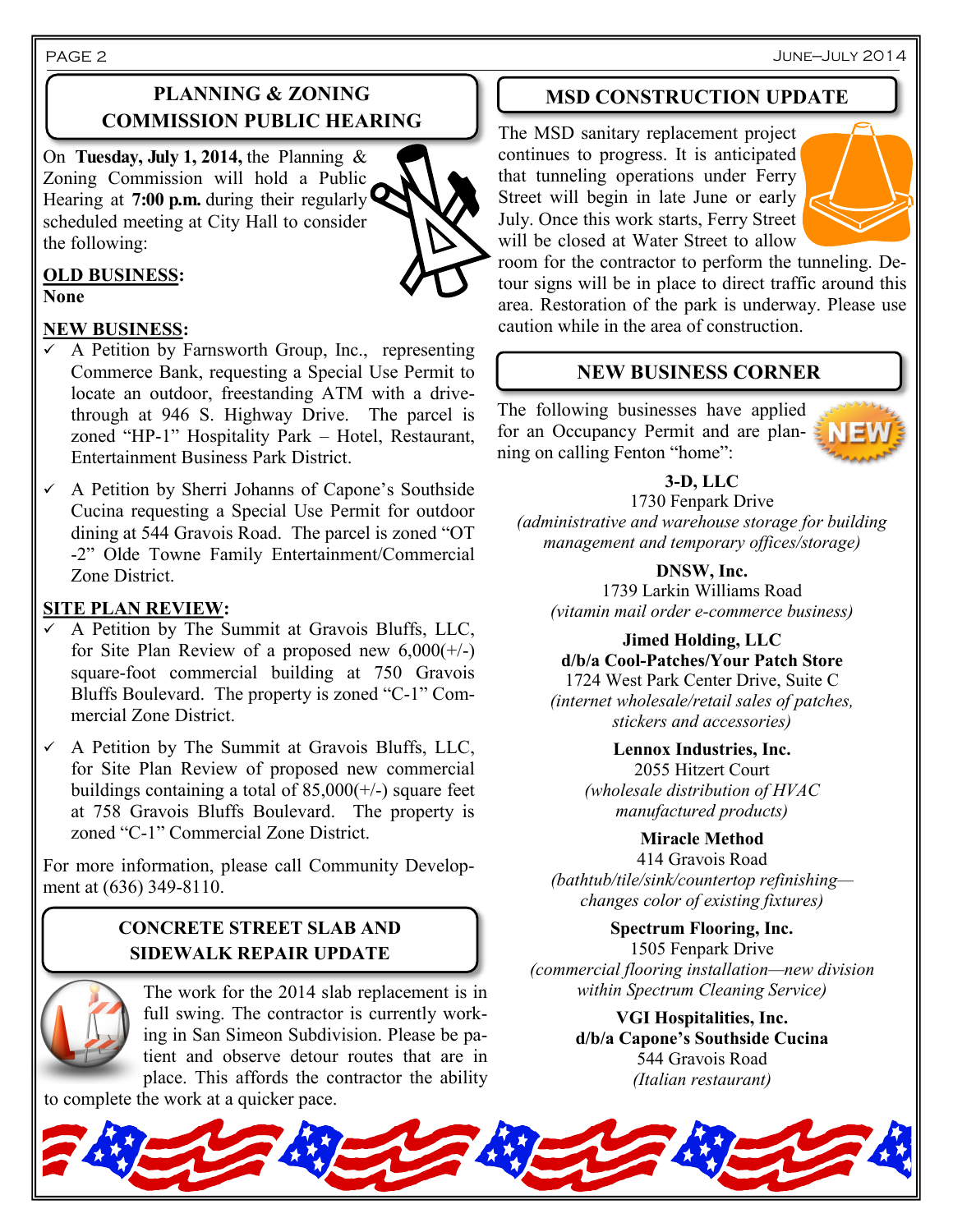## PLANNING & ZONING COMMISSION PUBLIC HEARING

On **Tuesday, July 1, 2014,** the Planning & Zoning Commission will hold a Public Hearing at **7:00 p.m.** during their regularly scheduled meeting at City Hall to consider the following:

**OLD BUSINESS:**
**None**

**NEW BUSINESS:**

- ✓ A Petition by Farnsworth Group, Inc., representing Commerce Bank, requesting a Special Use Permit to locate an outdoor, freestanding ATM with a drive-through at 946 S. Highway Drive. The parcel is zoned "HP-1" Hospitality Park – Hotel, Restaurant, Entertainment Business Park District.
- ✓ A Petition by Sherri Johanns of Capone's Southside Cucina requesting a Special Use Permit for outdoor dining at 544 Gravois Road. The parcel is zoned "OT-2" Olde Towne Family Entertainment/Commercial Zone District.

**SITE PLAN REVIEW:**

- ✓ A Petition by The Summit at Gravois Bluffs, LLC, for Site Plan Review of a proposed new 6,000(+/-) square-foot commercial building at 750 Gravois Bluffs Boulevard. The property is zoned "C-1" Commercial Zone District.
- ✓ A Petition by The Summit at Gravois Bluffs, LLC, for Site Plan Review of proposed new commercial buildings containing a total of 85,000(+/-) square feet at 758 Gravois Bluffs Boulevard. The property is zoned "C-1" Commercial Zone District.

For more information, please call Community Development at (636) 349-8110.

## CONCRETE STREET SLAB AND SIDEWALK REPAIR UPDATE

The work for the 2014 slab replacement is in full swing. The contractor is currently working in San Simeon Subdivision. Please be patient and observe detour routes that are in place. This affords the contractor the ability to complete the work at a quicker pace.

## MSD CONSTRUCTION UPDATE

The MSD sanitary replacement project continues to progress. It is anticipated that tunneling operations under Ferry Street will begin in late June or early July. Once this work starts, Ferry Street will be closed at Water Street to allow room for the contractor to perform the tunneling. Detour signs will be in place to direct traffic around this area. Restoration of the park is underway. Please use caution while in the area of construction.

## NEW BUSINESS CORNER

The following businesses have applied for an Occupancy Permit and are planning on calling Fenton "home":

**3-D, LLC**
1730 Fenpark Drive
*(administrative and warehouse storage for building management and temporary offices/storage)*

**DNSW, Inc.**
1739 Larkin Williams Road
*(vitamin mail order e-commerce business)*

**Jimed Holding, LLC**
**d/b/a Cool-Patches/Your Patch Store**
1724 West Park Center Drive, Suite C
*(internet wholesale/retail sales of patches, stickers and accessories)*

**Lennox Industries, Inc.**
2055 Hitzert Court
*(wholesale distribution of HVAC manufactured products)*

**Miracle Method**
414 Gravois Road
*(bathtub/tile/sink/countertop refinishing—changes color of existing fixtures)*

**Spectrum Flooring, Inc.**
1505 Fenpark Drive
*(commercial flooring installation—new division within Spectrum Cleaning Service)*

**VGI Hospitalities, Inc.**
**d/b/a Capone's Southside Cucina**
544 Gravois Road
*(Italian restaurant)*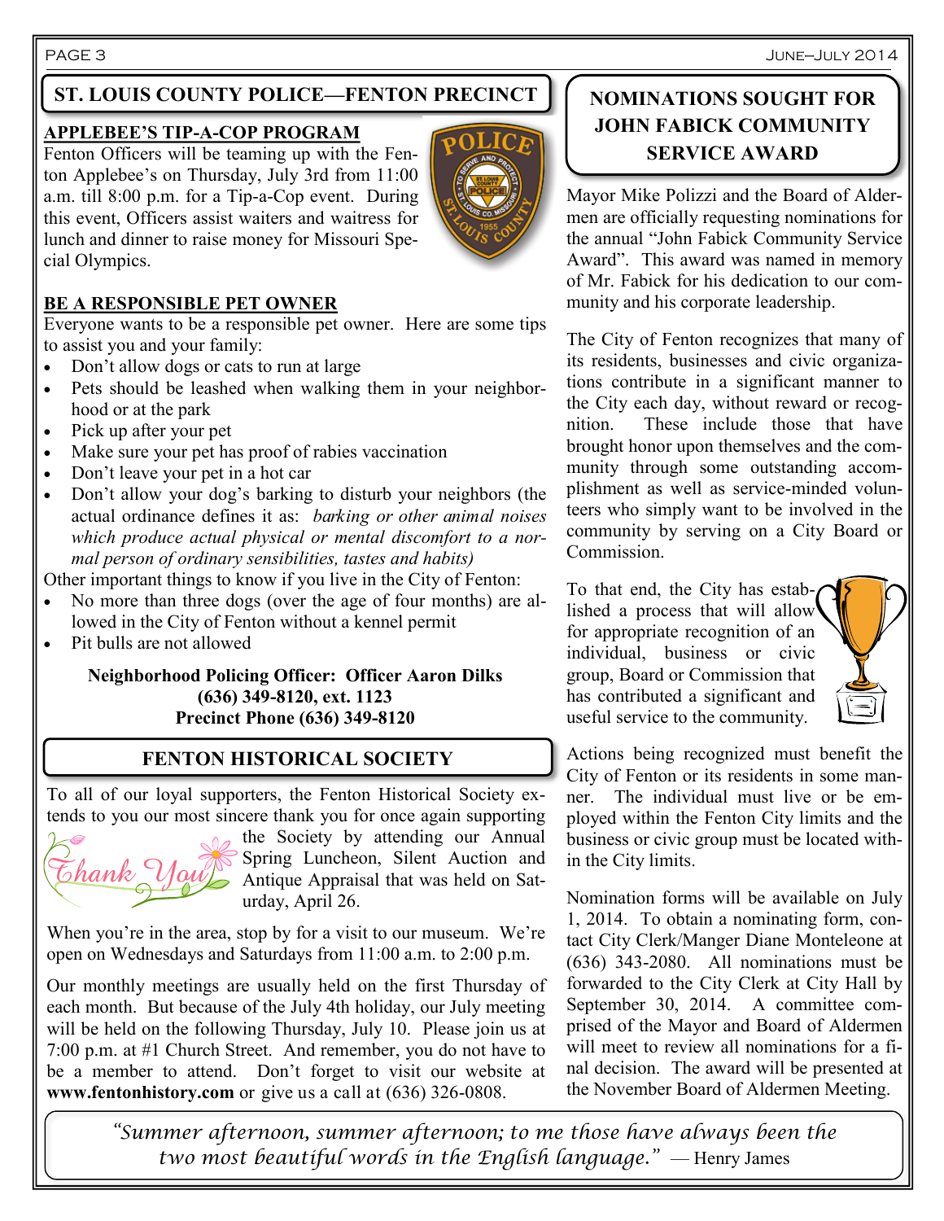## ST. LOUIS COUNTY POLICE—FENTON PRECINCT

### APPLEBEE'S TIP-A-COP PROGRAM

Fenton Officers will be teaming up with the Fenton Applebee's on Thursday, July 3rd from 11:00 a.m. till 8:00 p.m. for a Tip-a-Cop event. During this event, Officers assist waiters and waitress for lunch and dinner to raise money for Missouri Special Olympics.

### BE A RESPONSIBLE PET OWNER

Everyone wants to be a responsible pet owner. Here are some tips to assist you and your family:

- Don't allow dogs or cats to run at large
- Pets should be leashed when walking them in your neighborhood or at the park
- Pick up after your pet
- Make sure your pet has proof of rabies vaccination
- Don't leave your pet in a hot car
- Don't allow your dog's barking to disturb your neighbors (the actual ordinance defines it as: *barking or other animal noises which produce actual physical or mental discomfort to a normal person of ordinary sensibilities, tastes and habits)*

Other important things to know if you live in the City of Fenton:

- No more than three dogs (over the age of four months) are allowed in the City of Fenton without a kennel permit
- Pit bulls are not allowed

**Neighborhood Policing Officer: Officer Aaron Dilks**
**(636) 349-8120, ext. 1123**
**Precinct Phone (636) 349-8120**

## FENTON HISTORICAL SOCIETY

To all of our loyal supporters, the Fenton Historical Society extends to you our most sincere thank you for once again supporting the Society by attending our Annual Spring Luncheon, Silent Auction and Antique Appraisal that was held on Saturday, April 26.

When you're in the area, stop by for a visit to our museum. We're open on Wednesdays and Saturdays from 11:00 a.m. to 2:00 p.m.

Our monthly meetings are usually held on the first Thursday of each month. But because of the July 4th holiday, our July meeting will be held on the following Thursday, July 10. Please join us at 7:00 p.m. at #1 Church Street. And remember, you do not have to be a member to attend. Don't forget to visit our website at **www.fentonhistory.com** or give us a call at (636) 326-0808.

## NOMINATIONS SOUGHT FOR JOHN FABICK COMMUNITY SERVICE AWARD

Mayor Mike Polizzi and the Board of Aldermen are officially requesting nominations for the annual "John Fabick Community Service Award". This award was named in memory of Mr. Fabick for his dedication to our community and his corporate leadership.

The City of Fenton recognizes that many of its residents, businesses and civic organizations contribute in a significant manner to the City each day, without reward or recognition. These include those that have brought honor upon themselves and the community through some outstanding accomplishment as well as service-minded volunteers who simply want to be involved in the community by serving on a City Board or Commission.

To that end, the City has established a process that will allow for appropriate recognition of an individual, business or civic group, Board or Commission that has contributed a significant and useful service to the community.

Actions being recognized must benefit the City of Fenton or its residents in some manner. The individual must live or be employed within the Fenton City limits and the business or civic group must be located within the City limits.

Nomination forms will be available on July 1, 2014. To obtain a nominating form, contact City Clerk/Manger Diane Monteleone at (636) 343-2080. All nominations must be forwarded to the City Clerk at City Hall by September 30, 2014. A committee comprised of the Mayor and Board of Aldermen will meet to review all nominations for a final decision. The award will be presented at the November Board of Aldermen Meeting.

*"Summer afternoon, summer afternoon; to me those have always been the two most beautiful words in the English language."* — Henry James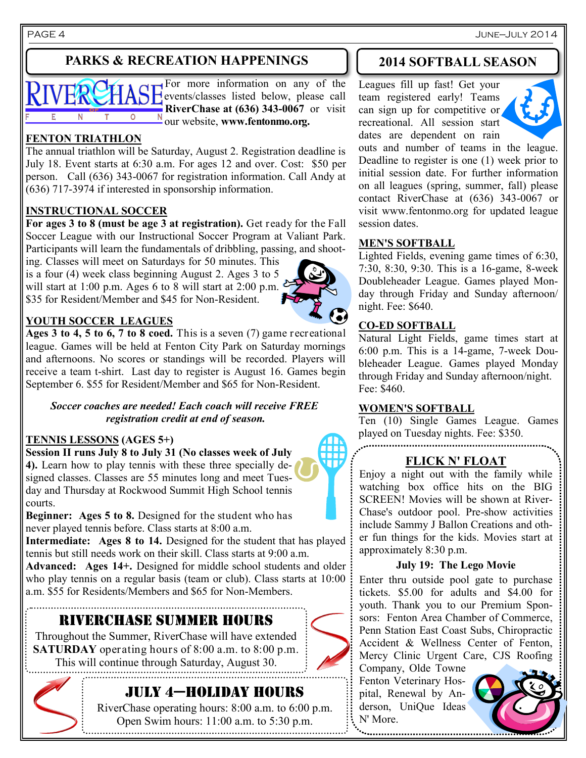## PARKS & RECREATION HAPPENINGS

For more information on any of the events/classes listed below, please call **RiverChase at (636) 343-0067** or visit our website, **www.fentonmo.org.**

### FENTON TRIATHLON

The annual triathlon will be Saturday, August 2. Registration deadline is July 18. Event starts at 6:30 a.m. For ages 12 and over. Cost: $50 per person. Call (636) 343-0067 for registration information. Call Andy at (636) 717-3974 if interested in sponsorship information.

### INSTRUCTIONAL SOCCER

**For ages 3 to 8 (must be age 3 at registration).** Get ready for the Fall Soccer League with our Instructional Soccer Program at Valiant Park. Participants will learn the fundamentals of dribbling, passing, and shooting. Classes will meet on Saturdays for 50 minutes. This is a four (4) week class beginning August 2. Ages 3 to 5 will start at 1:00 p.m. Ages 6 to 8 will start at 2:00 p.m. $35 for Resident/Member and $45 for Non-Resident.

### YOUTH SOCCER LEAGUES

**Ages 3 to 4, 5 to 6, 7 to 8 coed.** This is a seven (7) game recreational league. Games will be held at Fenton City Park on Saturday mornings and afternoons. No scores or standings will be recorded. Players will receive a team t-shirt. Last day to register is August 16. Games begin September 6. $55 for Resident/Member and $65 for Non-Resident.

***Soccer coaches are needed! Each coach will receive FREE registration credit at end of season.***

### TENNIS LESSONS (AGES 5+)

**Session II runs July 8 to July 31 (No classes week of July 4).** Learn how to play tennis with these three specially designed classes. Classes are 55 minutes long and meet Tuesday and Thursday at Rockwood Summit High School tennis courts.

**Beginner: Ages 5 to 8.** Designed for the student who has never played tennis before. Class starts at 8:00 a.m.

**Intermediate: Ages 8 to 14.** Designed for the student that has played tennis but still needs work on their skill. Class starts at 9:00 a.m.

**Advanced: Ages 14+.** Designed for middle school students and older who play tennis on a regular basis (team or club). Class starts at 10:00 a.m. $55 for Residents/Members and $65 for Non-Members.

### RIVERCHASE SUMMER HOURS

Throughout the Summer, RiverChase will have extended **SATURDAY** operating hours of 8:00 a.m. to 8:00 p.m. This will continue through Saturday, August 30.

### JULY 4—HOLIDAY HOURS

RiverChase operating hours: 8:00 a.m. to 6:00 p.m.
Open Swim hours: 11:00 a.m. to 5:30 p.m.

## 2014 SOFTBALL SEASON

Leagues fill up fast! Get your team registered early! Teams can sign up for competitive or recreational. All session start dates are dependent on rain outs and number of teams in the league. Deadline to register is one (1) week prior to initial session date. For further information on all leagues (spring, summer, fall) please contact RiverChase at (636) 343-0067 or visit www.fentonmo.org for updated league session dates.

### MEN'S SOFTBALL

Lighted Fields, evening game times of 6:30, 7:30, 8:30, 9:30. This is a 16-game, 8-week Doubleheader League. Games played Monday through Friday and Sunday afternoon/night. Fee: $640.

### CO-ED SOFTBALL

Natural Light Fields, game times start at 6:00 p.m. This is a 14-game, 7-week Doubleheader League. Games played Monday through Friday and Sunday afternoon/night. Fee: $460.

### WOMEN'S SOFTBALL

Ten (10) Single Games League. Games played on Tuesday nights. Fee: $350.

### FLICK N' FLOAT

Enjoy a night out with the family while watching box office hits on the BIG SCREEN! Movies will be shown at RiverChase's outdoor pool. Pre-show activities include Sammy J Ballon Creations and other fun things for the kids. Movies start at approximately 8:30 p.m.

**July 19: The Lego Movie**

Enter thru outside pool gate to purchase tickets. $5.00 for adults and $4.00 for youth. Thank you to our Premium Sponsors: Fenton Area Chamber of Commerce, Penn Station East Coast Subs, Chiropractic Accident & Wellness Center of Fenton, Mercy Clinic Urgent Care, CJS Roofing Company, Olde Towne Fenton Veterinary Hospital, Renewal by Anderson, UniQue Ideas N' More.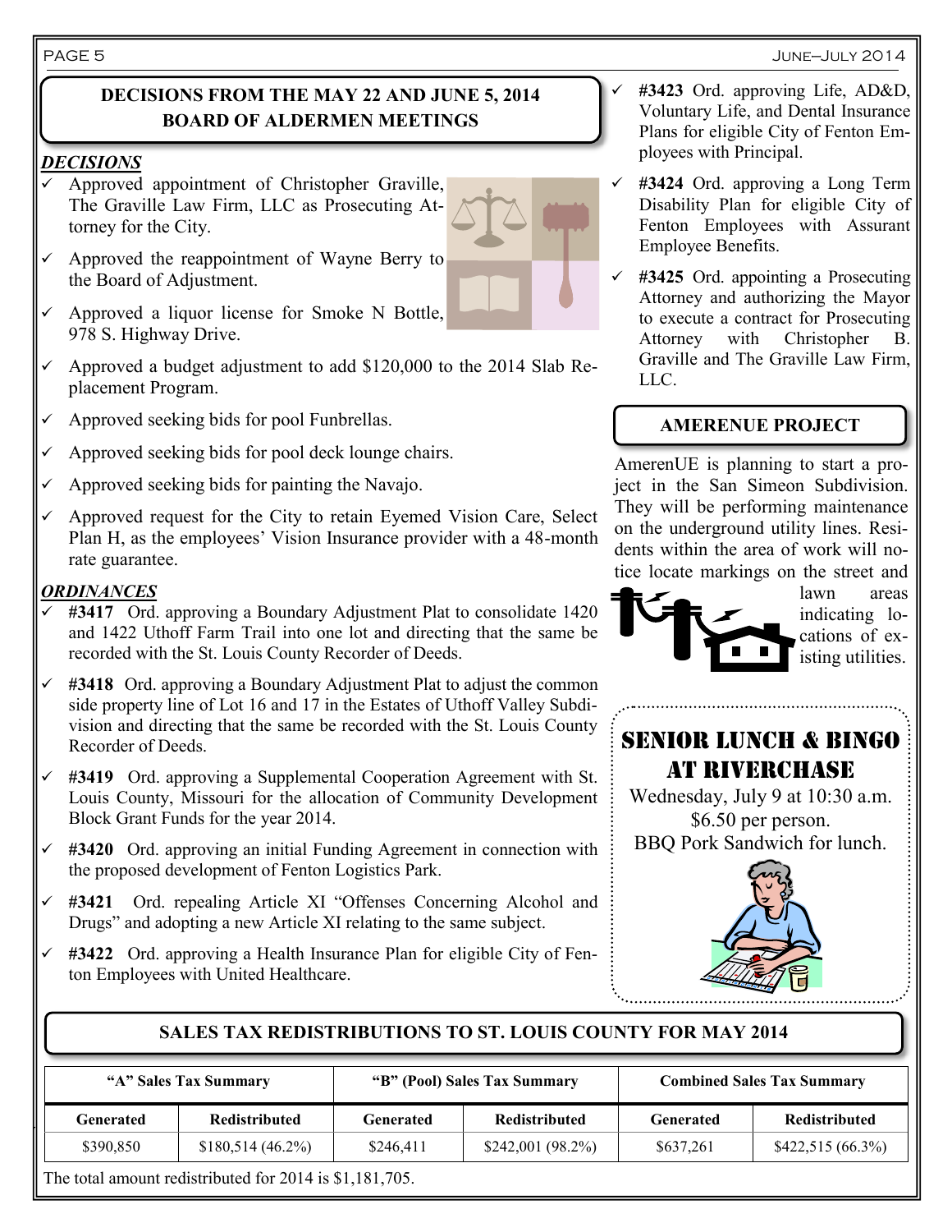## DECISIONS FROM THE MAY 22 AND JUNE 5, 2014 BOARD OF ALDERMEN MEETINGS

### *DECISIONS*

- ✓ Approved appointment of Christopher Graville, The Graville Law Firm, LLC as Prosecuting Attorney for the City.
- ✓ Approved the reappointment of Wayne Berry to the Board of Adjustment.
- ✓ Approved a liquor license for Smoke N Bottle, 978 S. Highway Drive.
- ✓ Approved a budget adjustment to add $120,000 to the 2014 Slab Replacement Program.
- ✓ Approved seeking bids for pool Funbrellas.
- ✓ Approved seeking bids for pool deck lounge chairs.
- ✓ Approved seeking bids for painting the Navajo.
- ✓ Approved request for the City to retain Eyemed Vision Care, Select Plan H, as the employees' Vision Insurance provider with a 48-month rate guarantee.

### *ORDINANCES*

- ✓ **#3417** Ord. approving a Boundary Adjustment Plat to consolidate 1420 and 1422 Uthoff Farm Trail into one lot and directing that the same be recorded with the St. Louis County Recorder of Deeds.
- ✓ **#3418** Ord. approving a Boundary Adjustment Plat to adjust the common side property line of Lot 16 and 17 in the Estates of Uthoff Valley Subdivision and directing that the same be recorded with the St. Louis County Recorder of Deeds.
- ✓ **#3419** Ord. approving a Supplemental Cooperation Agreement with St. Louis County, Missouri for the allocation of Community Development Block Grant Funds for the year 2014.
- ✓ **#3420** Ord. approving an initial Funding Agreement in connection with the proposed development of Fenton Logistics Park.
- ✓ **#3421** Ord. repealing Article XI "Offenses Concerning Alcohol and Drugs" and adopting a new Article XI relating to the same subject.
- ✓ **#3422** Ord. approving a Health Insurance Plan for eligible City of Fenton Employees with United Healthcare.
- ✓ **#3423** Ord. approving Life, AD&D, Voluntary Life, and Dental Insurance Plans for eligible City of Fenton Employees with Principal.
- ✓ **#3424** Ord. approving a Long Term Disability Plan for eligible City of Fenton Employees with Assurant Employee Benefits.
- ✓ **#3425** Ord. appointing a Prosecuting Attorney and authorizing the Mayor to execute a contract for Prosecuting Attorney with Christopher B. Graville and The Graville Law Firm, LLC.

## AMERENUE PROJECT

AmerenUE is planning to start a project in the San Simeon Subdivision. They will be performing maintenance on the underground utility lines. Residents within the area of work will notice locate markings on the street and lawn areas indicating locations of existing utilities.

## SENIOR LUNCH & BINGO AT RIVERCHASE

Wednesday, July 9 at 10:30 a.m.
$6.50 per person.
BBQ Pork Sandwich for lunch.

## SALES TAX REDISTRIBUTIONS TO ST. LOUIS COUNTY FOR MAY 2014

| "A" Sales Tax Summary | | "B" (Pool) Sales Tax Summary | | Combined Sales Tax Summary | |
|---|---|---|---|---|---|
| **Generated** | **Redistributed** | **Generated** | **Redistributed** | **Generated** | **Redistributed** |
| $390,850 | $180,514 (46.2%) | $246,411 | $242,001 (98.2%) | $637,261 | $422,515 (66.3%) |

The total amount redistributed for 2014 is $1,181,705.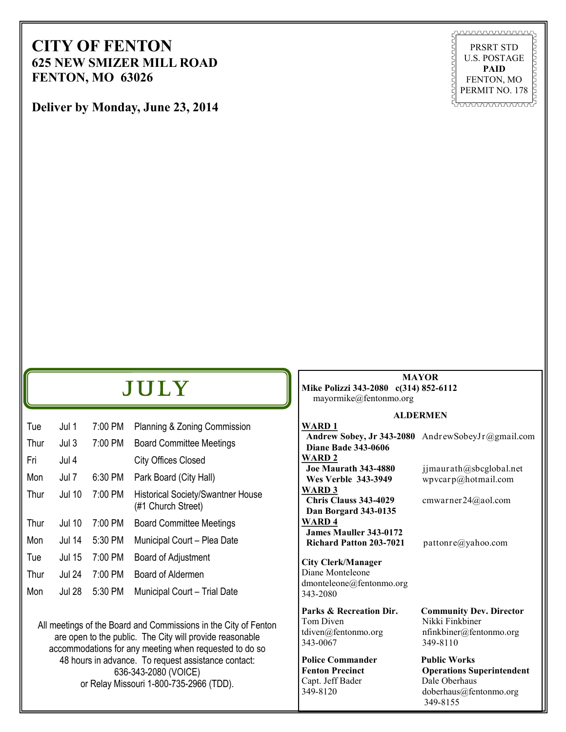# CITY OF FENTON
## 625 NEW SMIZER MILL ROAD
## FENTON, MO 63026

**Deliver by Monday, June 23, 2014**

PRSRT STD
U.S. POSTAGE
**PAID**
FENTON, MO
PERMIT NO. 178

## JULY

| | | | |
|---|---|---|---|
| Tue | Jul 1 | 7:00 PM | Planning & Zoning Commission |
| Thur | Jul 3 | 7:00 PM | Board Committee Meetings |
| Fri | Jul 4 | | City Offices Closed |
| Mon | Jul 7 | 6:30 PM | Park Board (City Hall) |
| Thur | Jul 10 | 7:00 PM | Historical Society/Swantner House (#1 Church Street) |
| Thur | Jul 10 | 7:00 PM | Board Committee Meetings |
| Mon | Jul 14 | 5:30 PM | Municipal Court – Plea Date |
| Tue | Jul 15 | 7:00 PM | Board of Adjustment |
| Thur | Jul 24 | 7:00 PM | Board of Aldermen |
| Mon | Jul 28 | 5:30 PM | Municipal Court – Trial Date |

All meetings of the Board and Commissions in the City of Fenton are open to the public. The City will provide reasonable accommodations for any meeting when requested to do so 48 hours in advance. To request assistance contact: 636-343-2080 (VOICE) or Relay Missouri 1-800-735-2966 (TDD).

**MAYOR**

**Mike Polizzi 343-2080 c(314) 852-6112**
mayormike@fentonmo.org

**ALDERMEN**

**WARD 1**
**Andrew Sobey, Jr 343-2080** AndrewSobeyJr@gmail.com
**Diane Bade 343-0606**

**WARD 2**
**Joe Maurath 343-4880** jjmaurath@sbcglobal.net
**Wes Verble 343-3949** wpvcarp@hotmail.com

**WARD 3**
**Chris Clauss 343-4029** cmwarner24@aol.com
**Dan Borgard 343-0135**

**WARD 4**
**James Mauller 343-0172**
**Richard Patton 203-7021** pattonre@yahoo.com

**City Clerk/Manager**
Diane Monteleone
dmonteleone@fentonmo.org
343-2080

**Parks & Recreation Dir.**
Tom Diven
tdiven@fentonmo.org
343-0067

**Community Dev. Director**
Nikki Finkbiner
nfinkbiner@fentonmo.org
349-8110

**Police Commander**
**Fenton Precinct**
Capt. Jeff Bader
349-8120

**Public Works**
**Operations Superintendent**
Dale Oberhaus
doberhaus@fentonmo.org
349-8155